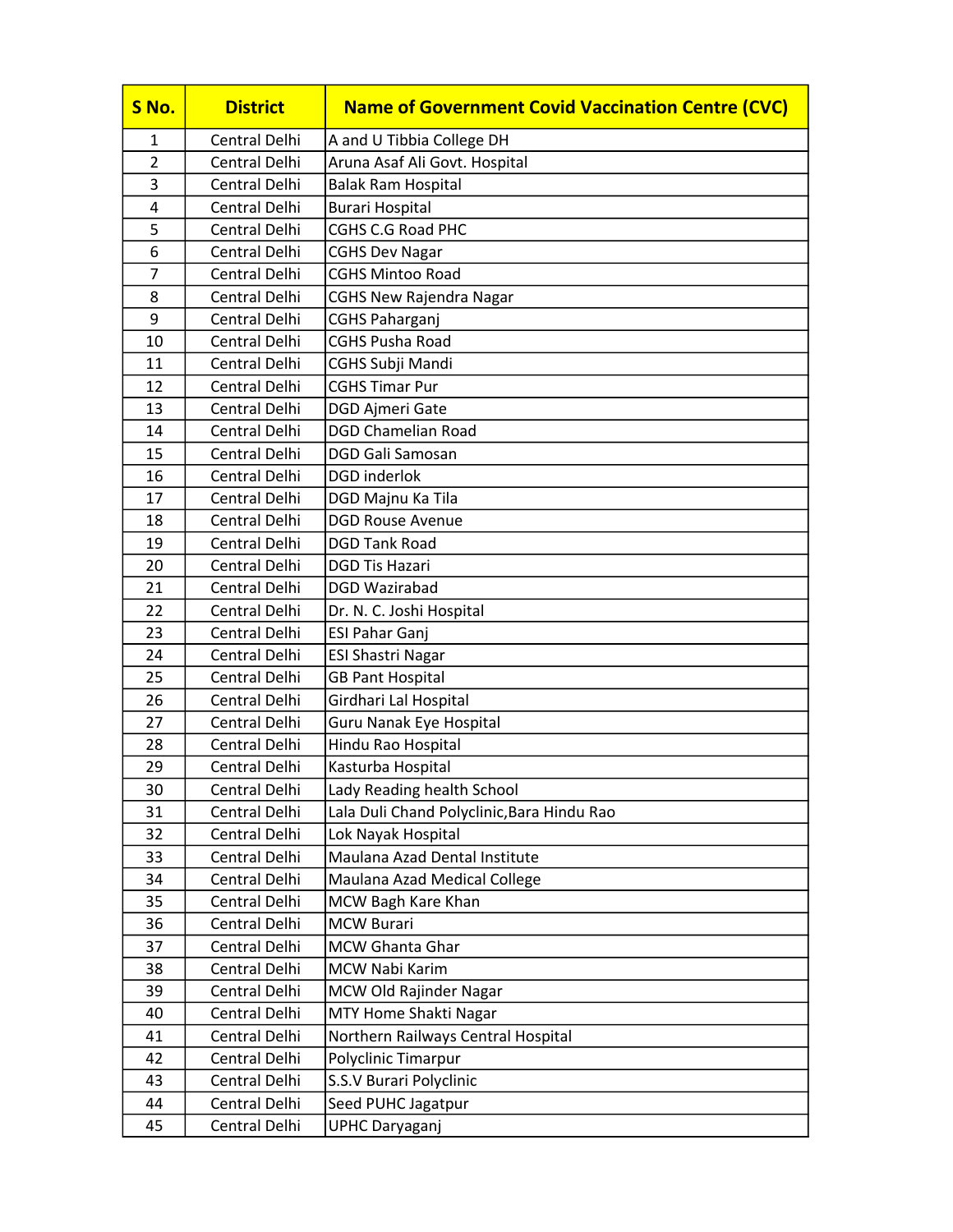| S No. | District | Name of Government Covid Vaccination Centre (CVC) |
|---|---|---|
| 1 | Central Delhi | A and U Tibbia College DH |
| 2 | Central Delhi | Aruna Asaf Ali Govt. Hospital |
| 3 | Central Delhi | Balak Ram Hospital |
| 4 | Central Delhi | Burari Hospital |
| 5 | Central Delhi | CGHS C.G Road PHC |
| 6 | Central Delhi | CGHS Dev Nagar |
| 7 | Central Delhi | CGHS Mintoo Road |
| 8 | Central Delhi | CGHS New Rajendra Nagar |
| 9 | Central Delhi | CGHS Paharganj |
| 10 | Central Delhi | CGHS Pusha Road |
| 11 | Central Delhi | CGHS Subji Mandi |
| 12 | Central Delhi | CGHS Timar Pur |
| 13 | Central Delhi | DGD Ajmeri Gate |
| 14 | Central Delhi | DGD Chamelian Road |
| 15 | Central Delhi | DGD Gali Samosan |
| 16 | Central Delhi | DGD inderlok |
| 17 | Central Delhi | DGD Majnu Ka Tila |
| 18 | Central Delhi | DGD Rouse Avenue |
| 19 | Central Delhi | DGD Tank Road |
| 20 | Central Delhi | DGD Tis Hazari |
| 21 | Central Delhi | DGD Wazirabad |
| 22 | Central Delhi | Dr. N. C. Joshi Hospital |
| 23 | Central Delhi | ESI Pahar Ganj |
| 24 | Central Delhi | ESI Shastri Nagar |
| 25 | Central Delhi | GB Pant Hospital |
| 26 | Central Delhi | Girdhari Lal Hospital |
| 27 | Central Delhi | Guru Nanak Eye Hospital |
| 28 | Central Delhi | Hindu Rao Hospital |
| 29 | Central Delhi | Kasturba Hospital |
| 30 | Central Delhi | Lady Reading health School |
| 31 | Central Delhi | Lala Duli Chand Polyclinic,Bara Hindu Rao |
| 32 | Central Delhi | Lok Nayak Hospital |
| 33 | Central Delhi | Maulana Azad Dental Institute |
| 34 | Central Delhi | Maulana Azad Medical College |
| 35 | Central Delhi | MCW Bagh Kare Khan |
| 36 | Central Delhi | MCW Burari |
| 37 | Central Delhi | MCW Ghanta Ghar |
| 38 | Central Delhi | MCW Nabi Karim |
| 39 | Central Delhi | MCW Old Rajinder Nagar |
| 40 | Central Delhi | MTY Home Shakti Nagar |
| 41 | Central Delhi | Northern Railways Central Hospital |
| 42 | Central Delhi | Polyclinic Timarpur |
| 43 | Central Delhi | S.S.V Burari Polyclinic |
| 44 | Central Delhi | Seed PUHC Jagatpur |
| 45 | Central Delhi | UPHC Daryaganj |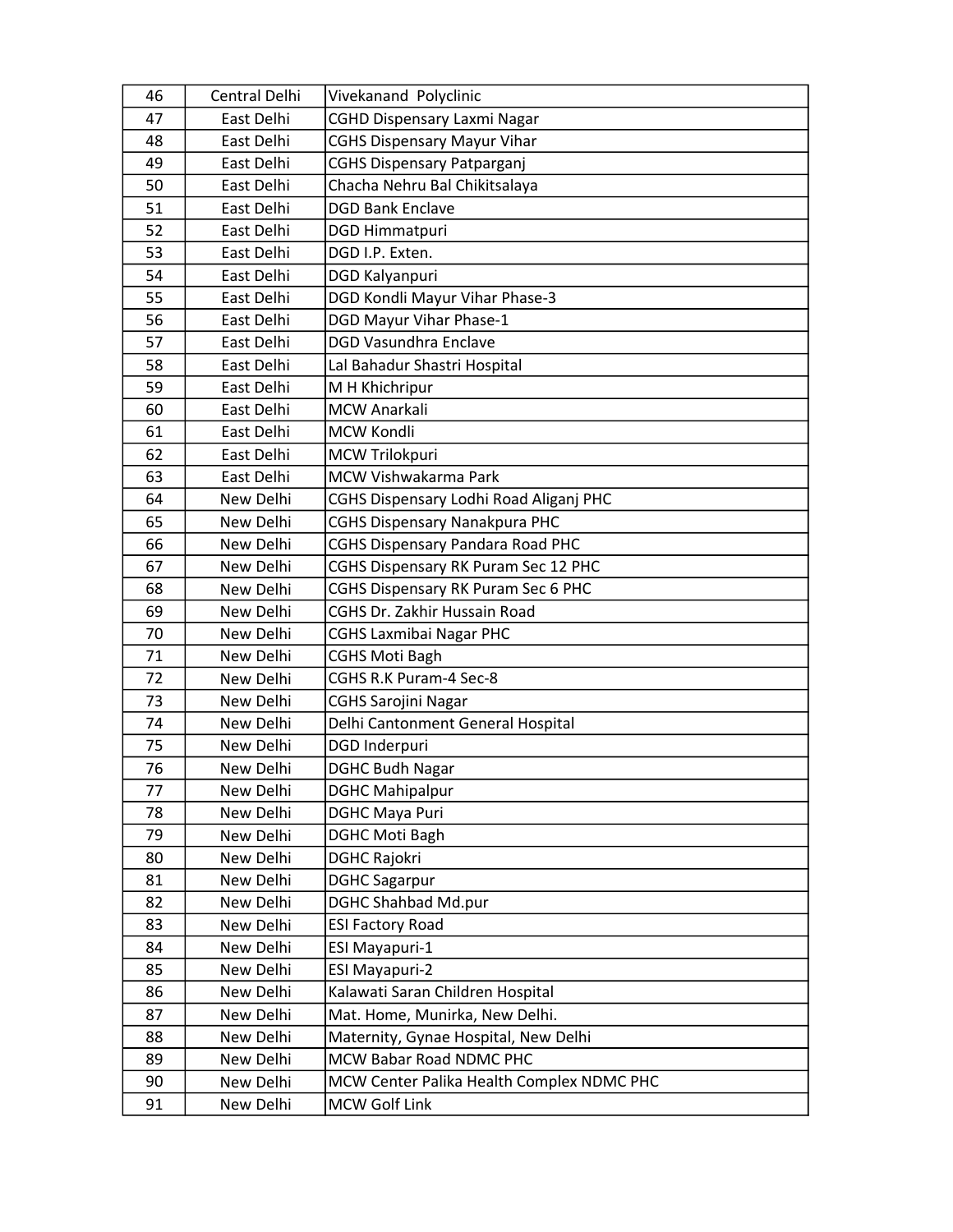| 46 | Central Delhi | Vivekanand Polyclinic |
|---|---|---|
| 47 | East Delhi | CGHD Dispensary Laxmi Nagar |
| 48 | East Delhi | CGHS Dispensary Mayur Vihar |
| 49 | East Delhi | CGHS Dispensary Patparganj |
| 50 | East Delhi | Chacha Nehru Bal Chikitsalaya |
| 51 | East Delhi | DGD Bank Enclave |
| 52 | East Delhi | DGD Himmatpuri |
| 53 | East Delhi | DGD I.P. Exten. |
| 54 | East Delhi | DGD Kalyanpuri |
| 55 | East Delhi | DGD Kondli Mayur Vihar Phase-3 |
| 56 | East Delhi | DGD Mayur Vihar Phase-1 |
| 57 | East Delhi | DGD Vasundhra Enclave |
| 58 | East Delhi | Lal Bahadur Shastri Hospital |
| 59 | East Delhi | M H Khichripur |
| 60 | East Delhi | MCW Anarkali |
| 61 | East Delhi | MCW Kondli |
| 62 | East Delhi | MCW Trilokpuri |
| 63 | East Delhi | MCW Vishwakarma Park |
| 64 | New Delhi | CGHS Dispensary Lodhi Road Aliganj PHC |
| 65 | New Delhi | CGHS Dispensary Nanakpura PHC |
| 66 | New Delhi | CGHS Dispensary Pandara Road PHC |
| 67 | New Delhi | CGHS Dispensary RK Puram Sec 12 PHC |
| 68 | New Delhi | CGHS Dispensary RK Puram Sec 6 PHC |
| 69 | New Delhi | CGHS Dr. Zakhir Hussain Road |
| 70 | New Delhi | CGHS Laxmibai Nagar PHC |
| 71 | New Delhi | CGHS Moti Bagh |
| 72 | New Delhi | CGHS R.K Puram-4 Sec-8 |
| 73 | New Delhi | CGHS Sarojini Nagar |
| 74 | New Delhi | Delhi Cantonment General Hospital |
| 75 | New Delhi | DGD Inderpuri |
| 76 | New Delhi | DGHC Budh Nagar |
| 77 | New Delhi | DGHC Mahipalpur |
| 78 | New Delhi | DGHC Maya Puri |
| 79 | New Delhi | DGHC Moti Bagh |
| 80 | New Delhi | DGHC Rajokri |
| 81 | New Delhi | DGHC Sagarpur |
| 82 | New Delhi | DGHC Shahbad Md.pur |
| 83 | New Delhi | ESI Factory Road |
| 84 | New Delhi | ESI Mayapuri-1 |
| 85 | New Delhi | ESI Mayapuri-2 |
| 86 | New Delhi | Kalawati Saran Children Hospital |
| 87 | New Delhi | Mat. Home, Munirka, New Delhi. |
| 88 | New Delhi | Maternity, Gynae Hospital, New Delhi |
| 89 | New Delhi | MCW Babar Road NDMC PHC |
| 90 | New Delhi | MCW Center Palika Health Complex NDMC PHC |
| 91 | New Delhi | MCW Golf Link |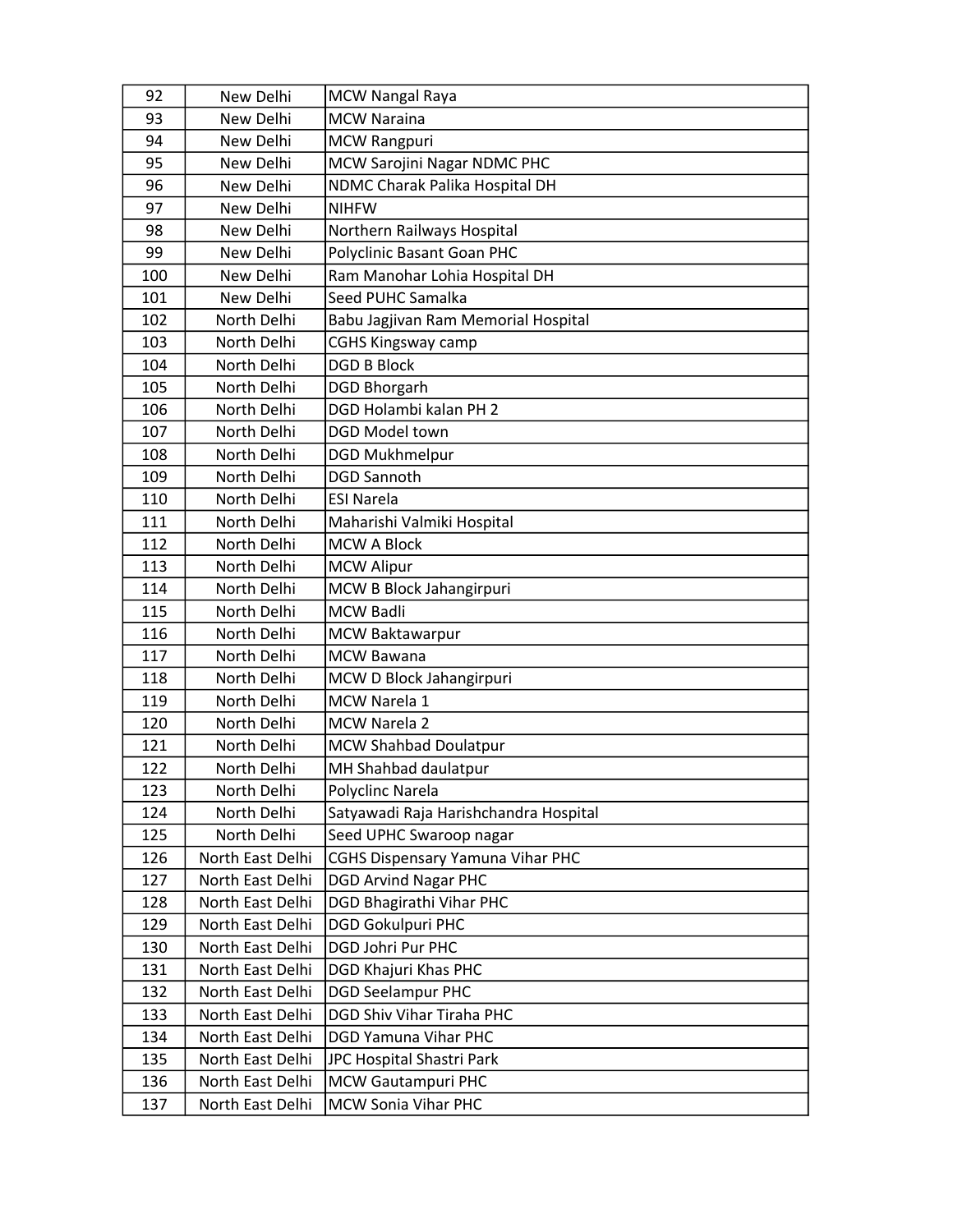| 92 | New Delhi | MCW Nangal Raya |
|---|---|---|
| 93 | New Delhi | MCW Naraina |
| 94 | New Delhi | MCW Rangpuri |
| 95 | New Delhi | MCW Sarojini Nagar NDMC PHC |
| 96 | New Delhi | NDMC Charak Palika Hospital DH |
| 97 | New Delhi | NIHFW |
| 98 | New Delhi | Northern Railways Hospital |
| 99 | New Delhi | Polyclinic Basant Goan PHC |
| 100 | New Delhi | Ram Manohar Lohia Hospital DH |
| 101 | New Delhi | Seed PUHC Samalka |
| 102 | North Delhi | Babu Jagjivan Ram Memorial Hospital |
| 103 | North Delhi | CGHS Kingsway camp |
| 104 | North Delhi | DGD B Block |
| 105 | North Delhi | DGD Bhorgarh |
| 106 | North Delhi | DGD Holambi kalan PH 2 |
| 107 | North Delhi | DGD Model town |
| 108 | North Delhi | DGD Mukhmelpur |
| 109 | North Delhi | DGD Sannoth |
| 110 | North Delhi | ESI Narela |
| 111 | North Delhi | Maharishi Valmiki Hospital |
| 112 | North Delhi | MCW A Block |
| 113 | North Delhi | MCW Alipur |
| 114 | North Delhi | MCW B Block Jahangirpuri |
| 115 | North Delhi | MCW Badli |
| 116 | North Delhi | MCW Baktawarpur |
| 117 | North Delhi | MCW Bawana |
| 118 | North Delhi | MCW D Block Jahangirpuri |
| 119 | North Delhi | MCW Narela 1 |
| 120 | North Delhi | MCW Narela 2 |
| 121 | North Delhi | MCW Shahbad Doulatpur |
| 122 | North Delhi | MH Shahbad daulatpur |
| 123 | North Delhi | Polyclinc Narela |
| 124 | North Delhi | Satyawadi Raja Harishchandra Hospital |
| 125 | North Delhi | Seed UPHC Swaroop nagar |
| 126 | North East Delhi | CGHS Dispensary Yamuna Vihar PHC |
| 127 | North East Delhi | DGD Arvind Nagar PHC |
| 128 | North East Delhi | DGD Bhagirathi Vihar PHC |
| 129 | North East Delhi | DGD Gokulpuri PHC |
| 130 | North East Delhi | DGD Johri Pur PHC |
| 131 | North East Delhi | DGD Khajuri Khas PHC |
| 132 | North East Delhi | DGD Seelampur PHC |
| 133 | North East Delhi | DGD Shiv Vihar Tiraha PHC |
| 134 | North East Delhi | DGD Yamuna Vihar PHC |
| 135 | North East Delhi | JPC Hospital Shastri Park |
| 136 | North East Delhi | MCW Gautampuri PHC |
| 137 | North East Delhi | MCW Sonia Vihar PHC |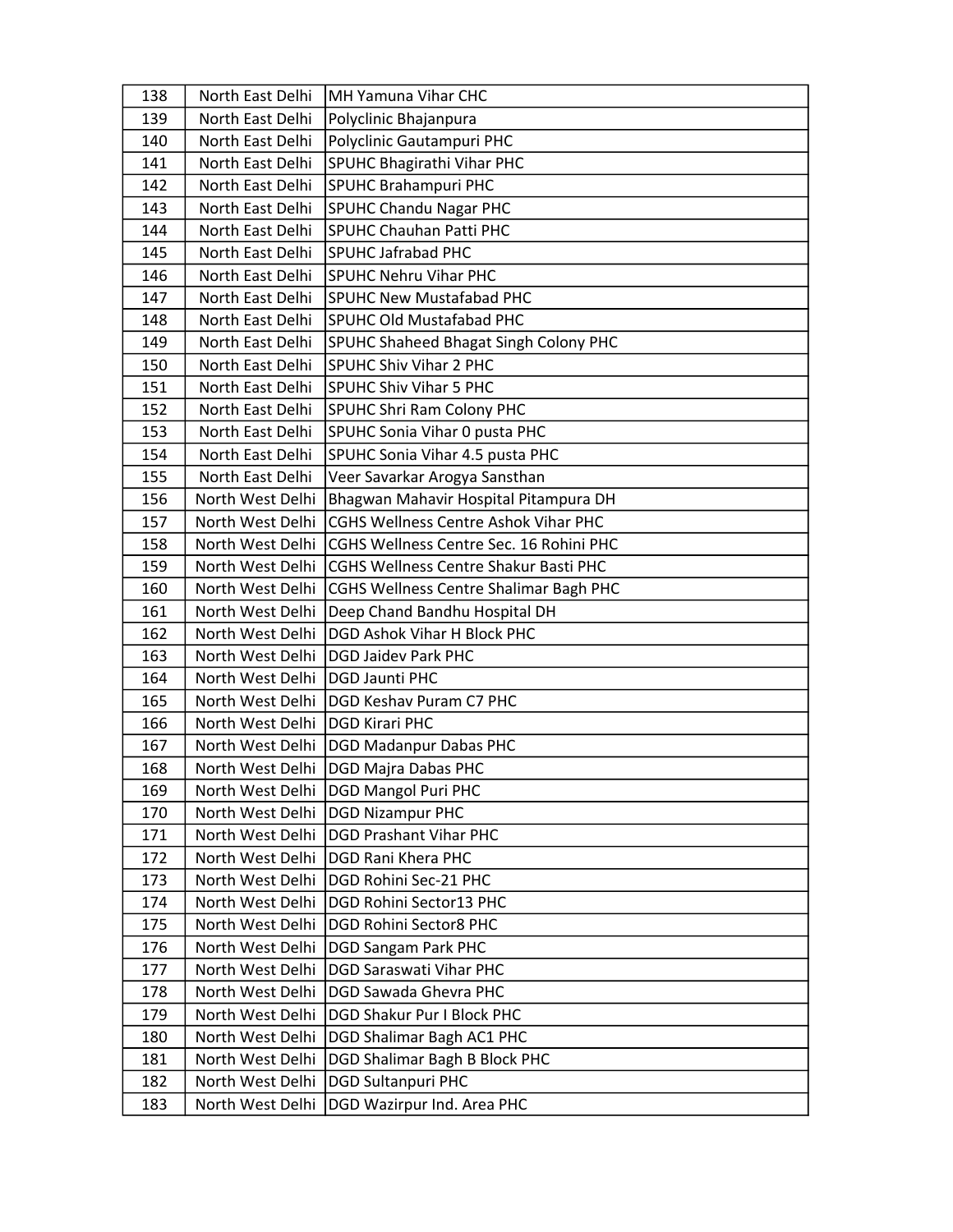| 138 | North East Delhi | MH Yamuna Vihar CHC |
|---|---|---|
| 139 | North East Delhi | Polyclinic Bhajanpura |
| 140 | North East Delhi | Polyclinic Gautampuri PHC |
| 141 | North East Delhi | SPUHC Bhagirathi Vihar PHC |
| 142 | North East Delhi | SPUHC Brahampuri PHC |
| 143 | North East Delhi | SPUHC Chandu Nagar PHC |
| 144 | North East Delhi | SPUHC Chauhan Patti PHC |
| 145 | North East Delhi | SPUHC Jafrabad PHC |
| 146 | North East Delhi | SPUHC Nehru Vihar PHC |
| 147 | North East Delhi | SPUHC New Mustafabad PHC |
| 148 | North East Delhi | SPUHC Old Mustafabad PHC |
| 149 | North East Delhi | SPUHC Shaheed Bhagat Singh Colony PHC |
| 150 | North East Delhi | SPUHC Shiv Vihar 2 PHC |
| 151 | North East Delhi | SPUHC Shiv Vihar 5 PHC |
| 152 | North East Delhi | SPUHC Shri Ram Colony PHC |
| 153 | North East Delhi | SPUHC Sonia Vihar 0 pusta PHC |
| 154 | North East Delhi | SPUHC Sonia Vihar 4.5 pusta PHC |
| 155 | North East Delhi | Veer Savarkar Arogya Sansthan |
| 156 | North West Delhi | Bhagwan Mahavir Hospital Pitampura DH |
| 157 | North West Delhi | CGHS Wellness Centre Ashok Vihar PHC |
| 158 | North West Delhi | CGHS Wellness Centre Sec. 16 Rohini PHC |
| 159 | North West Delhi | CGHS Wellness Centre Shakur Basti PHC |
| 160 | North West Delhi | CGHS Wellness Centre Shalimar Bagh PHC |
| 161 | North West Delhi | Deep Chand Bandhu Hospital DH |
| 162 | North West Delhi | DGD Ashok Vihar H Block PHC |
| 163 | North West Delhi | DGD Jaidev Park PHC |
| 164 | North West Delhi | DGD Jaunti PHC |
| 165 | North West Delhi | DGD Keshav Puram C7 PHC |
| 166 | North West Delhi | DGD Kirari PHC |
| 167 | North West Delhi | DGD Madanpur Dabas PHC |
| 168 | North West Delhi | DGD Majra Dabas PHC |
| 169 | North West Delhi | DGD Mangol Puri PHC |
| 170 | North West Delhi | DGD Nizampur PHC |
| 171 | North West Delhi | DGD Prashant Vihar PHC |
| 172 | North West Delhi | DGD Rani Khera PHC |
| 173 | North West Delhi | DGD Rohini Sec-21 PHC |
| 174 | North West Delhi | DGD Rohini Sector13 PHC |
| 175 | North West Delhi | DGD Rohini Sector8 PHC |
| 176 | North West Delhi | DGD Sangam Park PHC |
| 177 | North West Delhi | DGD Saraswati Vihar PHC |
| 178 | North West Delhi | DGD Sawada Ghevra PHC |
| 179 | North West Delhi | DGD Shakur Pur I Block PHC |
| 180 | North West Delhi | DGD Shalimar Bagh AC1 PHC |
| 181 | North West Delhi | DGD Shalimar Bagh B Block PHC |
| 182 | North West Delhi | DGD Sultanpuri PHC |
| 183 | North West Delhi | DGD Wazirpur Ind. Area PHC |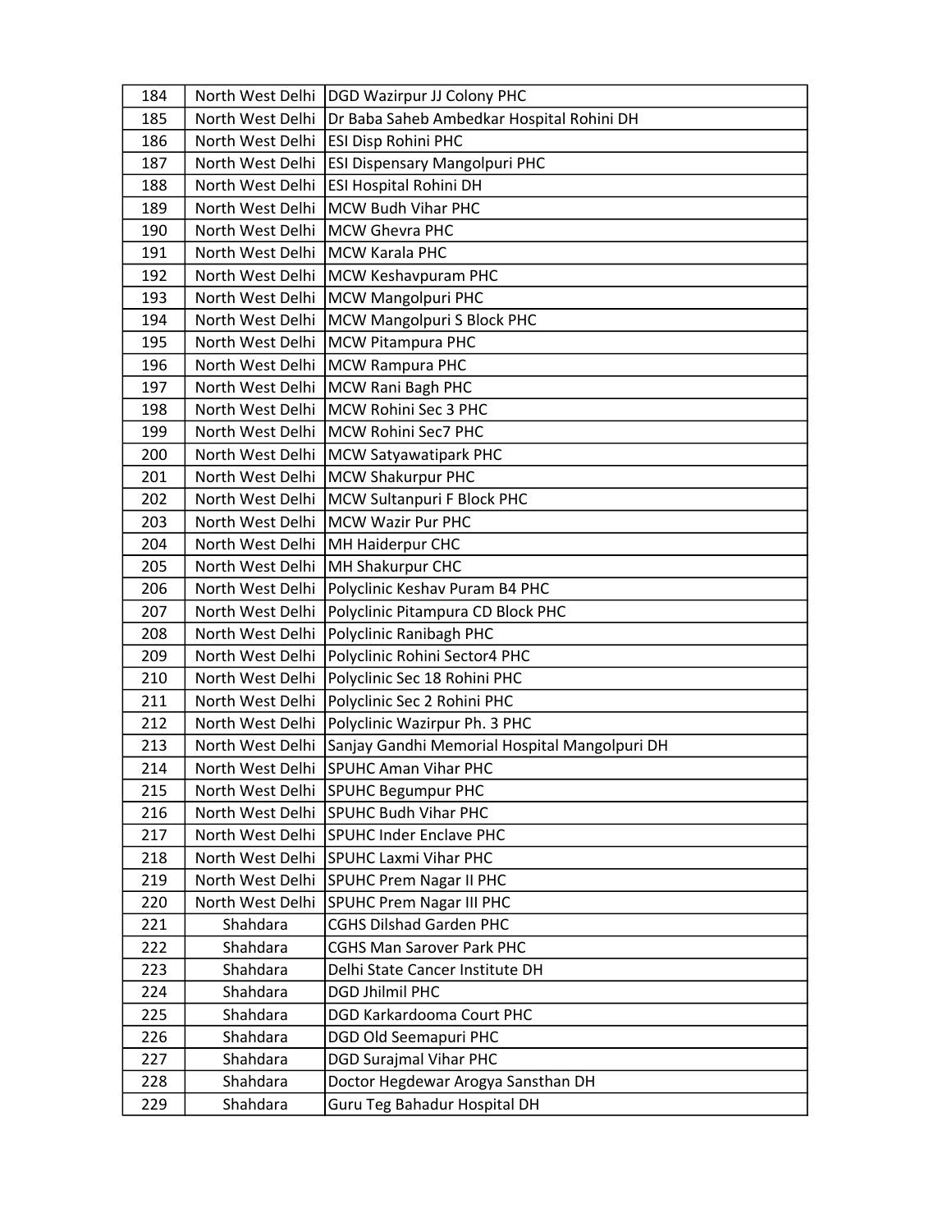| 184 | North West Delhi | DGD Wazirpur JJ Colony PHC |
|---|---|---|
| 185 | North West Delhi | Dr Baba Saheb Ambedkar Hospital Rohini DH |
| 186 | North West Delhi | ESI Disp Rohini PHC |
| 187 | North West Delhi | ESI Dispensary Mangolpuri PHC |
| 188 | North West Delhi | ESI Hospital Rohini DH |
| 189 | North West Delhi | MCW Budh Vihar PHC |
| 190 | North West Delhi | MCW Ghevra PHC |
| 191 | North West Delhi | MCW Karala PHC |
| 192 | North West Delhi | MCW Keshavpuram PHC |
| 193 | North West Delhi | MCW Mangolpuri PHC |
| 194 | North West Delhi | MCW Mangolpuri S Block PHC |
| 195 | North West Delhi | MCW Pitampura PHC |
| 196 | North West Delhi | MCW Rampura PHC |
| 197 | North West Delhi | MCW Rani Bagh PHC |
| 198 | North West Delhi | MCW Rohini Sec 3 PHC |
| 199 | North West Delhi | MCW Rohini Sec7 PHC |
| 200 | North West Delhi | MCW Satyawatipark PHC |
| 201 | North West Delhi | MCW Shakurpur PHC |
| 202 | North West Delhi | MCW Sultanpuri F Block PHC |
| 203 | North West Delhi | MCW Wazir Pur PHC |
| 204 | North West Delhi | MH Haiderpur CHC |
| 205 | North West Delhi | MH Shakurpur CHC |
| 206 | North West Delhi | Polyclinic Keshav Puram B4 PHC |
| 207 | North West Delhi | Polyclinic Pitampura CD Block PHC |
| 208 | North West Delhi | Polyclinic Ranibagh PHC |
| 209 | North West Delhi | Polyclinic Rohini Sector4 PHC |
| 210 | North West Delhi | Polyclinic Sec 18 Rohini PHC |
| 211 | North West Delhi | Polyclinic Sec 2 Rohini PHC |
| 212 | North West Delhi | Polyclinic Wazirpur Ph. 3 PHC |
| 213 | North West Delhi | Sanjay Gandhi Memorial Hospital Mangolpuri DH |
| 214 | North West Delhi | SPUHC Aman Vihar PHC |
| 215 | North West Delhi | SPUHC Begumpur PHC |
| 216 | North West Delhi | SPUHC Budh Vihar PHC |
| 217 | North West Delhi | SPUHC Inder Enclave PHC |
| 218 | North West Delhi | SPUHC Laxmi Vihar PHC |
| 219 | North West Delhi | SPUHC Prem Nagar II PHC |
| 220 | North West Delhi | SPUHC Prem Nagar III PHC |
| 221 | Shahdara | CGHS Dilshad Garden PHC |
| 222 | Shahdara | CGHS Man Sarover Park PHC |
| 223 | Shahdara | Delhi State Cancer Institute DH |
| 224 | Shahdara | DGD Jhilmil PHC |
| 225 | Shahdara | DGD Karkardooma Court PHC |
| 226 | Shahdara | DGD Old Seemapuri PHC |
| 227 | Shahdara | DGD Surajmal Vihar PHC |
| 228 | Shahdara | Doctor Hegdewar Arogya Sansthan DH |
| 229 | Shahdara | Guru Teg Bahadur Hospital DH |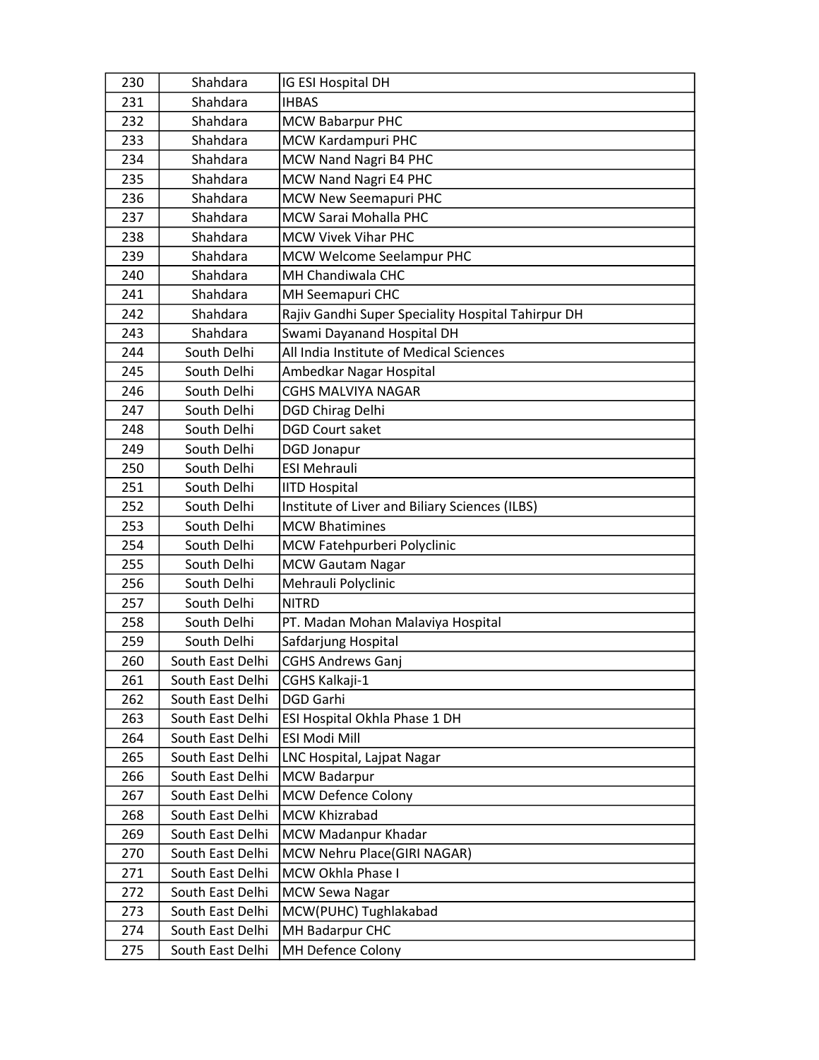| | | |
|---|---|---|
| 230 | Shahdara | IG ESI Hospital DH |
| 231 | Shahdara | IHBAS |
| 232 | Shahdara | MCW Babarpur PHC |
| 233 | Shahdara | MCW Kardampuri PHC |
| 234 | Shahdara | MCW Nand Nagri B4 PHC |
| 235 | Shahdara | MCW Nand Nagri E4 PHC |
| 236 | Shahdara | MCW New Seemapuri PHC |
| 237 | Shahdara | MCW Sarai Mohalla PHC |
| 238 | Shahdara | MCW Vivek Vihar PHC |
| 239 | Shahdara | MCW Welcome Seelampur PHC |
| 240 | Shahdara | MH Chandiwala CHC |
| 241 | Shahdara | MH Seemapuri CHC |
| 242 | Shahdara | Rajiv Gandhi Super Speciality Hospital Tahirpur DH |
| 243 | Shahdara | Swami Dayanand Hospital DH |
| 244 | South Delhi | All India Institute of Medical Sciences |
| 245 | South Delhi | Ambedkar Nagar Hospital |
| 246 | South Delhi | CGHS MALVIYA NAGAR |
| 247 | South Delhi | DGD Chirag Delhi |
| 248 | South Delhi | DGD Court saket |
| 249 | South Delhi | DGD Jonapur |
| 250 | South Delhi | ESI Mehrauli |
| 251 | South Delhi | IITD Hospital |
| 252 | South Delhi | Institute of Liver and Biliary Sciences (ILBS) |
| 253 | South Delhi | MCW Bhatimines |
| 254 | South Delhi | MCW Fatehpurberi Polyclinic |
| 255 | South Delhi | MCW Gautam Nagar |
| 256 | South Delhi | Mehrauli Polyclinic |
| 257 | South Delhi | NITRD |
| 258 | South Delhi | PT. Madan Mohan Malaviya Hospital |
| 259 | South Delhi | Safdarjung Hospital |
| 260 | South East Delhi | CGHS Andrews Ganj |
| 261 | South East Delhi | CGHS Kalkaji-1 |
| 262 | South East Delhi | DGD Garhi |
| 263 | South East Delhi | ESI Hospital Okhla Phase 1 DH |
| 264 | South East Delhi | ESI Modi Mill |
| 265 | South East Delhi | LNC Hospital, Lajpat Nagar |
| 266 | South East Delhi | MCW Badarpur |
| 267 | South East Delhi | MCW Defence Colony |
| 268 | South East Delhi | MCW Khizrabad |
| 269 | South East Delhi | MCW Madanpur Khadar |
| 270 | South East Delhi | MCW Nehru Place(GIRI NAGAR) |
| 271 | South East Delhi | MCW Okhla Phase I |
| 272 | South East Delhi | MCW Sewa Nagar |
| 273 | South East Delhi | MCW(PUHC) Tughlakabad |
| 274 | South East Delhi | MH Badarpur CHC |
| 275 | South East Delhi | MH Defence Colony |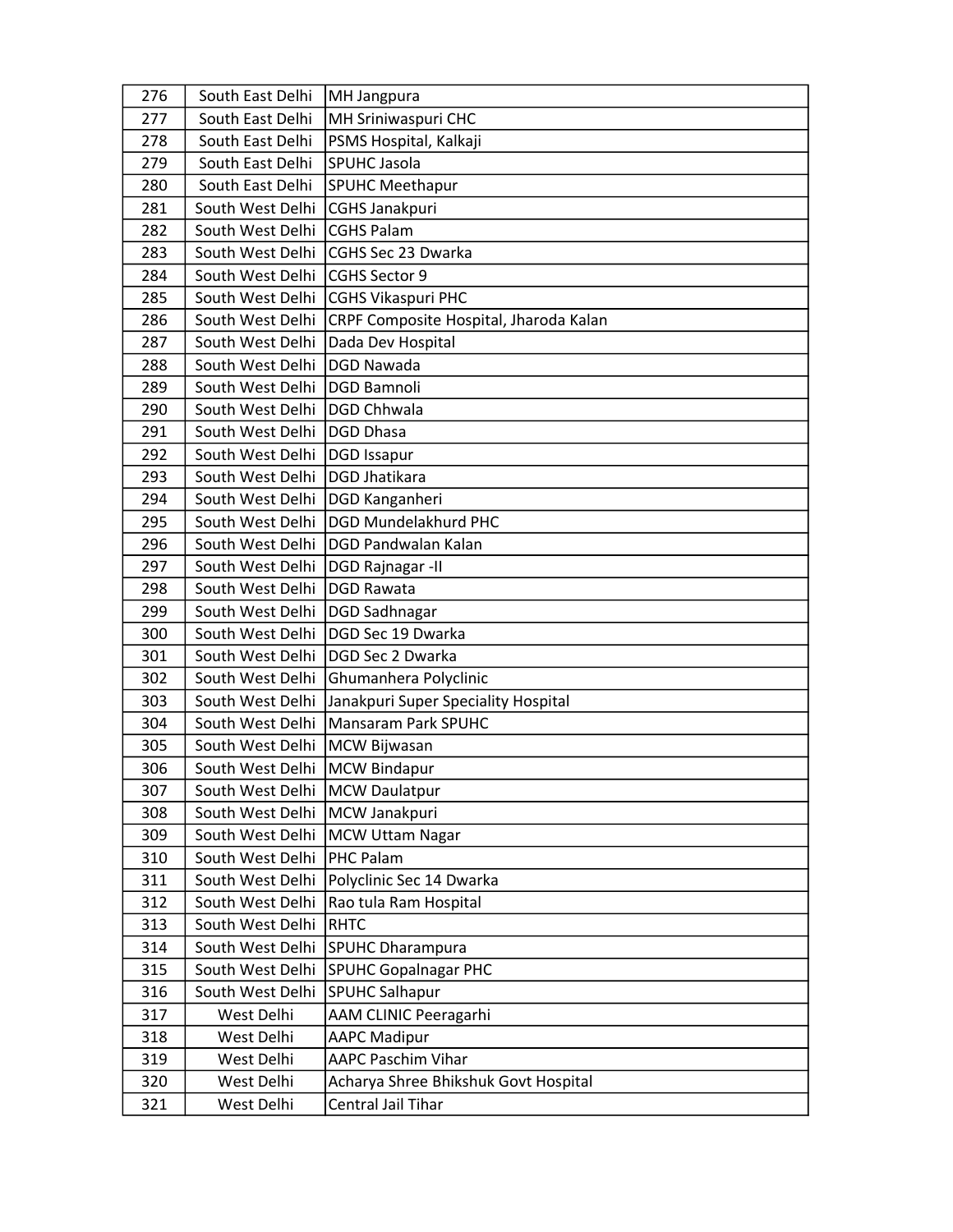| 276 | South East Delhi | MH Jangpura |
|---|---|---|
| 277 | South East Delhi | MH Sriniwaspuri CHC |
| 278 | South East Delhi | PSMS Hospital, Kalkaji |
| 279 | South East Delhi | SPUHC Jasola |
| 280 | South East Delhi | SPUHC Meethapur |
| 281 | South West Delhi | CGHS Janakpuri |
| 282 | South West Delhi | CGHS Palam |
| 283 | South West Delhi | CGHS Sec 23 Dwarka |
| 284 | South West Delhi | CGHS Sector 9 |
| 285 | South West Delhi | CGHS Vikaspuri PHC |
| 286 | South West Delhi | CRPF Composite Hospital, Jharoda Kalan |
| 287 | South West Delhi | Dada Dev Hospital |
| 288 | South West Delhi | DGD Nawada |
| 289 | South West Delhi | DGD Bamnoli |
| 290 | South West Delhi | DGD Chhwala |
| 291 | South West Delhi | DGD Dhasa |
| 292 | South West Delhi | DGD Issapur |
| 293 | South West Delhi | DGD Jhatikara |
| 294 | South West Delhi | DGD Kanganheri |
| 295 | South West Delhi | DGD Mundelakhurd PHC |
| 296 | South West Delhi | DGD Pandwalan Kalan |
| 297 | South West Delhi | DGD Rajnagar -II |
| 298 | South West Delhi | DGD Rawata |
| 299 | South West Delhi | DGD Sadhnagar |
| 300 | South West Delhi | DGD Sec 19 Dwarka |
| 301 | South West Delhi | DGD Sec 2 Dwarka |
| 302 | South West Delhi | Ghumanhera Polyclinic |
| 303 | South West Delhi | Janakpuri Super Speciality Hospital |
| 304 | South West Delhi | Mansaram Park SPUHC |
| 305 | South West Delhi | MCW Bijwasan |
| 306 | South West Delhi | MCW Bindapur |
| 307 | South West Delhi | MCW Daulatpur |
| 308 | South West Delhi | MCW Janakpuri |
| 309 | South West Delhi | MCW Uttam Nagar |
| 310 | South West Delhi | PHC Palam |
| 311 | South West Delhi | Polyclinic Sec 14 Dwarka |
| 312 | South West Delhi | Rao tula Ram Hospital |
| 313 | South West Delhi | RHTC |
| 314 | South West Delhi | SPUHC Dharampura |
| 315 | South West Delhi | SPUHC Gopalnagar PHC |
| 316 | South West Delhi | SPUHC Salhapur |
| 317 | West Delhi | AAM CLINIC Peeragarhi |
| 318 | West Delhi | AAPC Madipur |
| 319 | West Delhi | AAPC Paschim Vihar |
| 320 | West Delhi | Acharya Shree Bhikshuk Govt Hospital |
| 321 | West Delhi | Central Jail Tihar |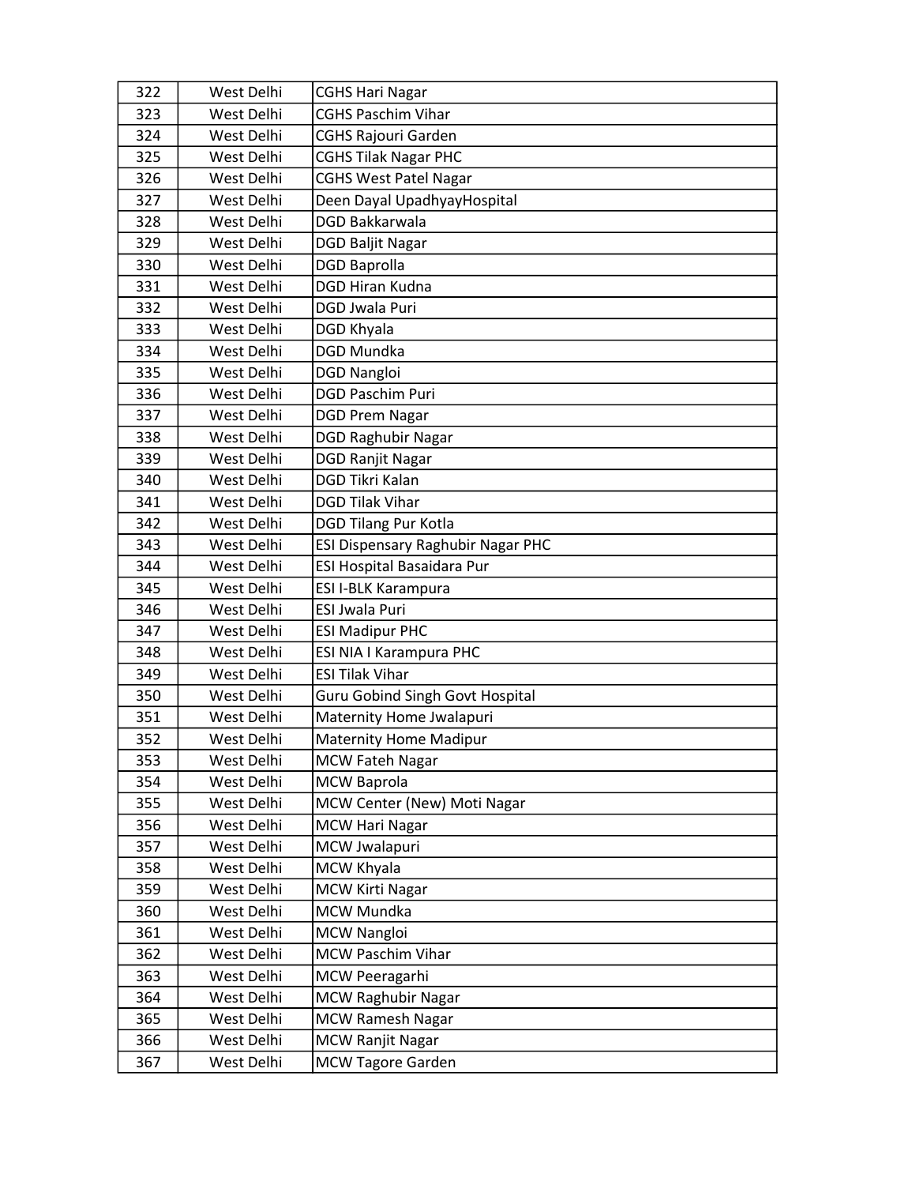| 322 | West Delhi | CGHS Hari Nagar |
|---|---|---|
| 323 | West Delhi | CGHS Paschim Vihar |
| 324 | West Delhi | CGHS Rajouri Garden |
| 325 | West Delhi | CGHS Tilak Nagar PHC |
| 326 | West Delhi | CGHS West Patel Nagar |
| 327 | West Delhi | Deen Dayal UpadhyayHospital |
| 328 | West Delhi | DGD Bakkarwala |
| 329 | West Delhi | DGD Baljit Nagar |
| 330 | West Delhi | DGD Baprolla |
| 331 | West Delhi | DGD Hiran Kudna |
| 332 | West Delhi | DGD Jwala Puri |
| 333 | West Delhi | DGD Khyala |
| 334 | West Delhi | DGD Mundka |
| 335 | West Delhi | DGD Nangloi |
| 336 | West Delhi | DGD Paschim Puri |
| 337 | West Delhi | DGD Prem Nagar |
| 338 | West Delhi | DGD Raghubir Nagar |
| 339 | West Delhi | DGD Ranjit Nagar |
| 340 | West Delhi | DGD Tikri Kalan |
| 341 | West Delhi | DGD Tilak Vihar |
| 342 | West Delhi | DGD Tilang Pur Kotla |
| 343 | West Delhi | ESI Dispensary Raghubir Nagar PHC |
| 344 | West Delhi | ESI Hospital Basaidara Pur |
| 345 | West Delhi | ESI I-BLK Karampura |
| 346 | West Delhi | ESI Jwala Puri |
| 347 | West Delhi | ESI Madipur PHC |
| 348 | West Delhi | ESI NIA I Karampura PHC |
| 349 | West Delhi | ESI Tilak Vihar |
| 350 | West Delhi | Guru Gobind Singh Govt Hospital |
| 351 | West Delhi | Maternity Home Jwalapuri |
| 352 | West Delhi | Maternity Home Madipur |
| 353 | West Delhi | MCW Fateh Nagar |
| 354 | West Delhi | MCW Baprola |
| 355 | West Delhi | MCW Center (New) Moti Nagar |
| 356 | West Delhi | MCW Hari Nagar |
| 357 | West Delhi | MCW Jwalapuri |
| 358 | West Delhi | MCW Khyala |
| 359 | West Delhi | MCW Kirti Nagar |
| 360 | West Delhi | MCW Mundka |
| 361 | West Delhi | MCW Nangloi |
| 362 | West Delhi | MCW Paschim Vihar |
| 363 | West Delhi | MCW Peeragarhi |
| 364 | West Delhi | MCW Raghubir Nagar |
| 365 | West Delhi | MCW Ramesh Nagar |
| 366 | West Delhi | MCW Ranjit Nagar |
| 367 | West Delhi | MCW Tagore Garden |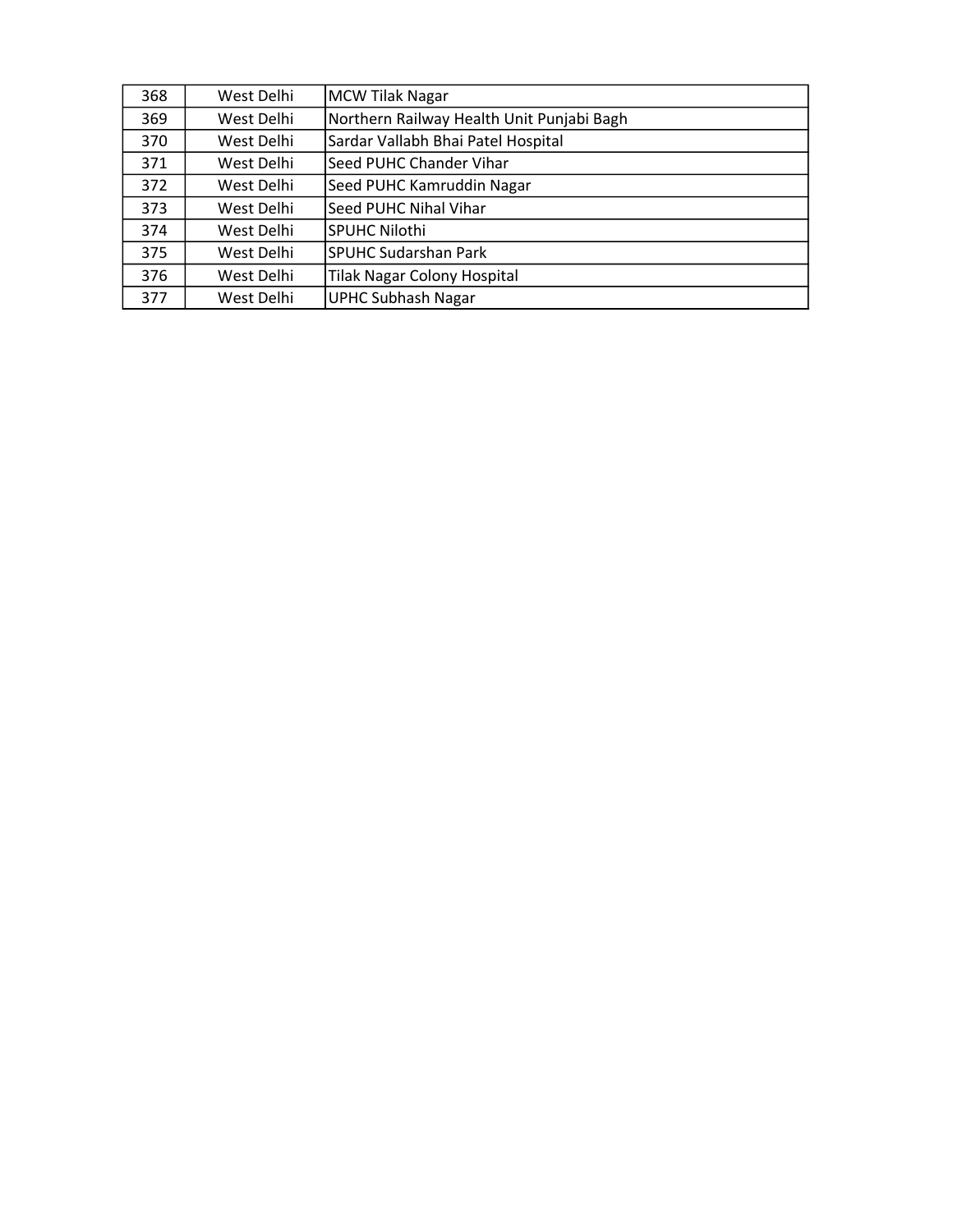| | | |
|---|---|---|
| 368 | West Delhi | MCW Tilak Nagar |
| 369 | West Delhi | Northern Railway Health Unit Punjabi Bagh |
| 370 | West Delhi | Sardar Vallabh Bhai Patel Hospital |
| 371 | West Delhi | Seed PUHC Chander Vihar |
| 372 | West Delhi | Seed PUHC Kamruddin Nagar |
| 373 | West Delhi | Seed PUHC Nihal Vihar |
| 374 | West Delhi | SPUHC Nilothi |
| 375 | West Delhi | SPUHC Sudarshan Park |
| 376 | West Delhi | Tilak Nagar Colony Hospital |
| 377 | West Delhi | UPHC Subhash Nagar |